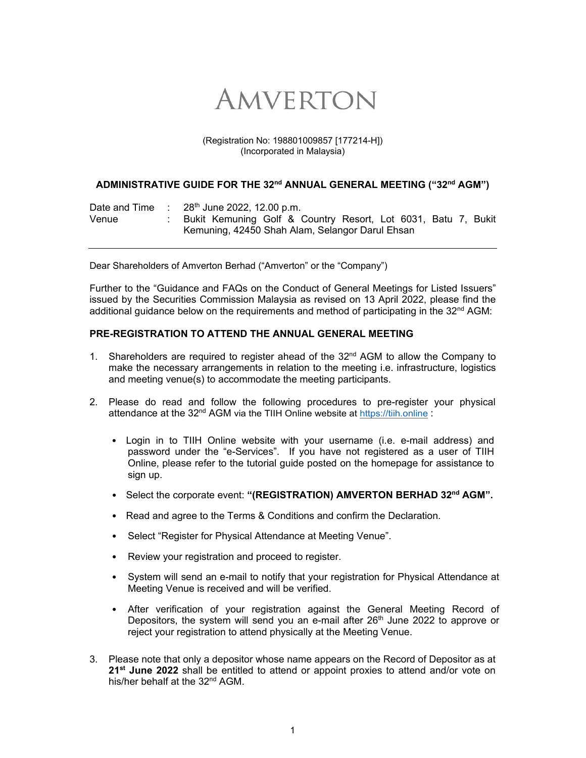# AMVERTON

(Registration No: 198801009857 [177214-H])
(Incorporated in Malaysia)

## ADMINISTRATIVE GUIDE FOR THE 32nd ANNUAL GENERAL MEETING ("32nd AGM")

| | | |
|---|---|---|
| Date and Time | : | 28th June 2022, 12.00 p.m. |
| Venue | : | Bukit Kemuning Golf & Country Resort, Lot 6031, Batu 7, Bukit Kemuning, 42450 Shah Alam, Selangor Darul Ehsan |

---

Dear Shareholders of Amverton Berhad ("Amverton" or the "Company")

Further to the "Guidance and FAQs on the Conduct of General Meetings for Listed Issuers" issued by the Securities Commission Malaysia as revised on 13 April 2022, please find the additional guidance below on the requirements and method of participating in the 32nd AGM:

### PRE-REGISTRATION TO ATTEND THE ANNUAL GENERAL MEETING

1. Shareholders are required to register ahead of the 32nd AGM to allow the Company to make the necessary arrangements in relation to the meeting i.e. infrastructure, logistics and meeting venue(s) to accommodate the meeting participants.

2. Please do read and follow the following procedures to pre-register your physical attendance at the 32nd AGM via the TIIH Online website at https://tiih.online :

   - Login in to TIIH Online website with your username (i.e. e-mail address) and password under the "e-Services". If you have not registered as a user of TIIH Online, please refer to the tutorial guide posted on the homepage for assistance to sign up.
   - Select the corporate event: **"(REGISTRATION) AMVERTON BERHAD 32nd AGM".**
   - Read and agree to the Terms & Conditions and confirm the Declaration.
   - Select "Register for Physical Attendance at Meeting Venue".
   - Review your registration and proceed to register.
   - System will send an e-mail to notify that your registration for Physical Attendance at Meeting Venue is received and will be verified.
   - After verification of your registration against the General Meeting Record of Depositors, the system will send you an e-mail after 26th June 2022 to approve or reject your registration to attend physically at the Meeting Venue.

3. Please note that only a depositor whose name appears on the Record of Depositor as at **21st June 2022** shall be entitled to attend or appoint proxies to attend and/or vote on his/her behalf at the 32nd AGM.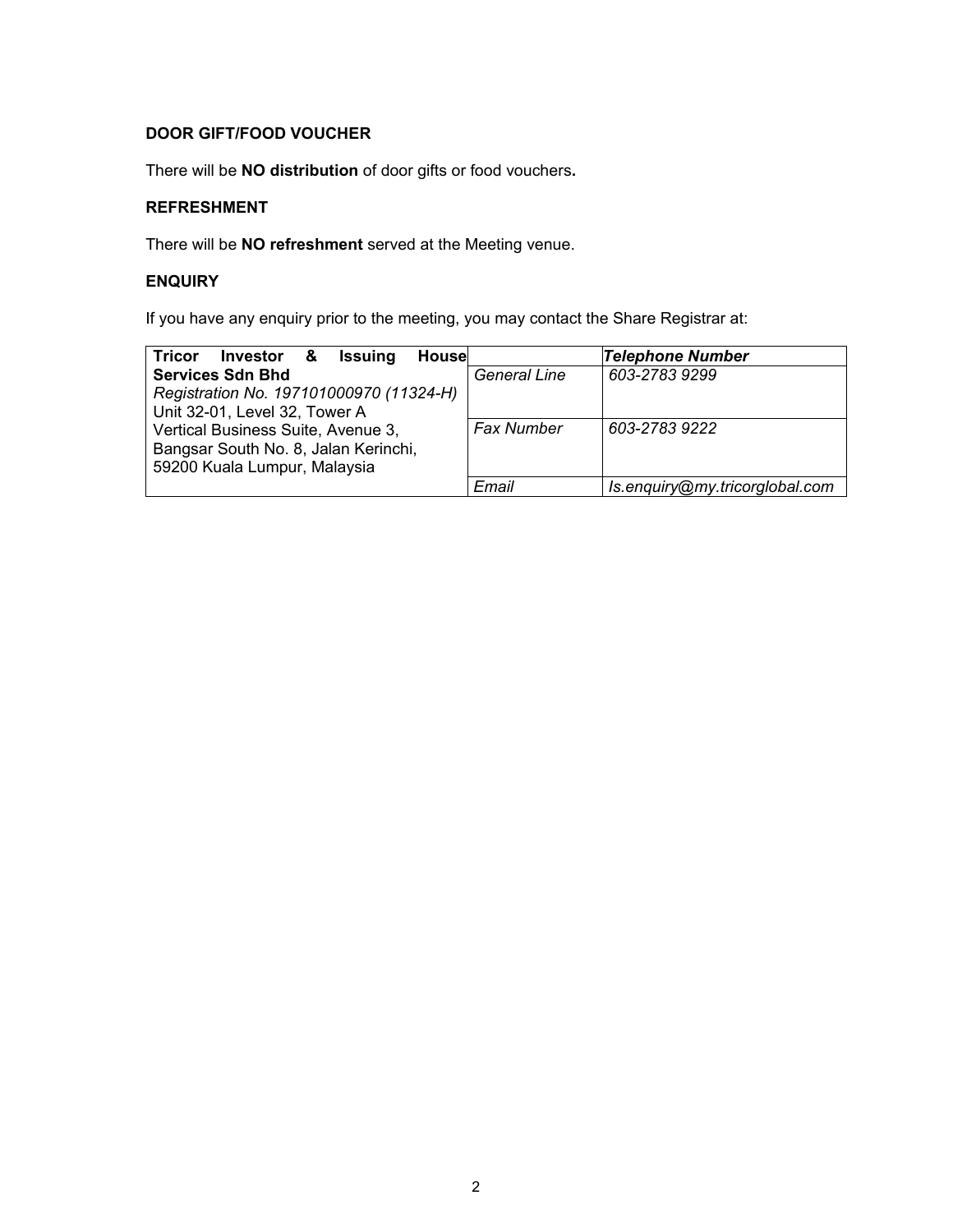**DOOR GIFT/FOOD VOUCHER**

There will be **NO distribution** of door gifts or food vouchers**.**

**REFRESHMENT**

There will be **NO refreshment** served at the Meeting venue.

**ENQUIRY**

If you have any enquiry prior to the meeting, you may contact the Share Registrar at:

| | | |
|---|---|---|
| **Tricor Investor & Issuing House Services Sdn Bhd** *Registration No. 197101000970 (11324-H)* Unit 32-01, Level 32, Tower A Vertical Business Suite, Avenue 3, Bangsar South No. 8, Jalan Kerinchi, 59200 Kuala Lumpur, Malaysia | | ***Telephone Number*** |
| | *General Line* | *603-2783 9299* |
| | *Fax Number* | *603-2783 9222* |
| | *Email* | *Is.enquiry@my.tricorglobal.com* |